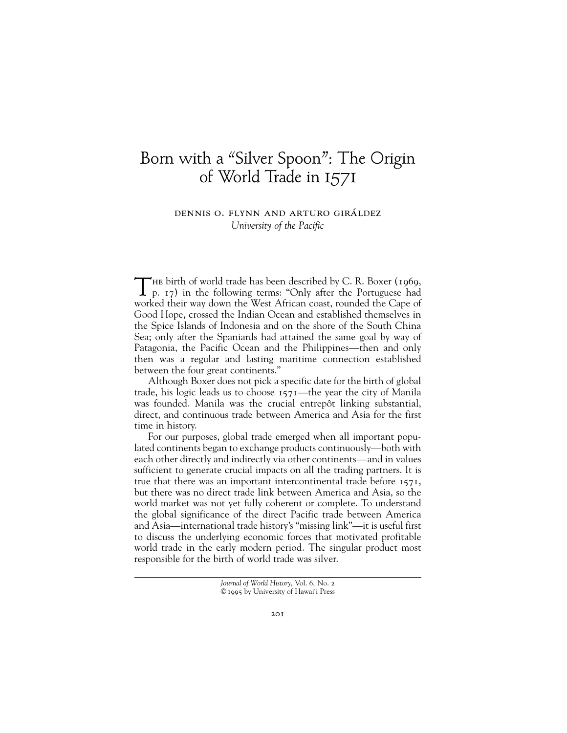# Born with a "Silver Spoon": The Origin of World Trade in 1571

DENNIS O. FLYNN AND ARTURO GIRÁLDEZ
*University of the Pacific*

The birth of world trade has been described by C. R. Boxer (1969, p. 17) in the following terms: "Only after the Portuguese had worked their way down the West African coast, rounded the Cape of Good Hope, crossed the Indian Ocean and established themselves in the Spice Islands of Indonesia and on the shore of the South China Sea; only after the Spaniards had attained the same goal by way of Patagonia, the Pacific Ocean and the Philippines—then and only then was a regular and lasting maritime connection established between the four great continents."

Although Boxer does not pick a specific date for the birth of global trade, his logic leads us to choose 1571—the year the city of Manila was founded. Manila was the crucial entrepôt linking substantial, direct, and continuous trade between America and Asia for the first time in history.

For our purposes, global trade emerged when all important populated continents began to exchange products continuously—both with each other directly and indirectly via other continents—and in values sufficient to generate crucial impacts on all the trading partners. It is true that there was an important intercontinental trade before 1571, but there was no direct trade link between America and Asia, so the world market was not yet fully coherent or complete. To understand the global significance of the direct Pacific trade between America and Asia—international trade history's "missing link"—it is useful first to discuss the underlying economic forces that motivated profitable world trade in the early modern period. The singular product most responsible for the birth of world trade was silver.

*Journal of World History*, Vol. 6, No. 2
© 1995 by University of Hawai'i Press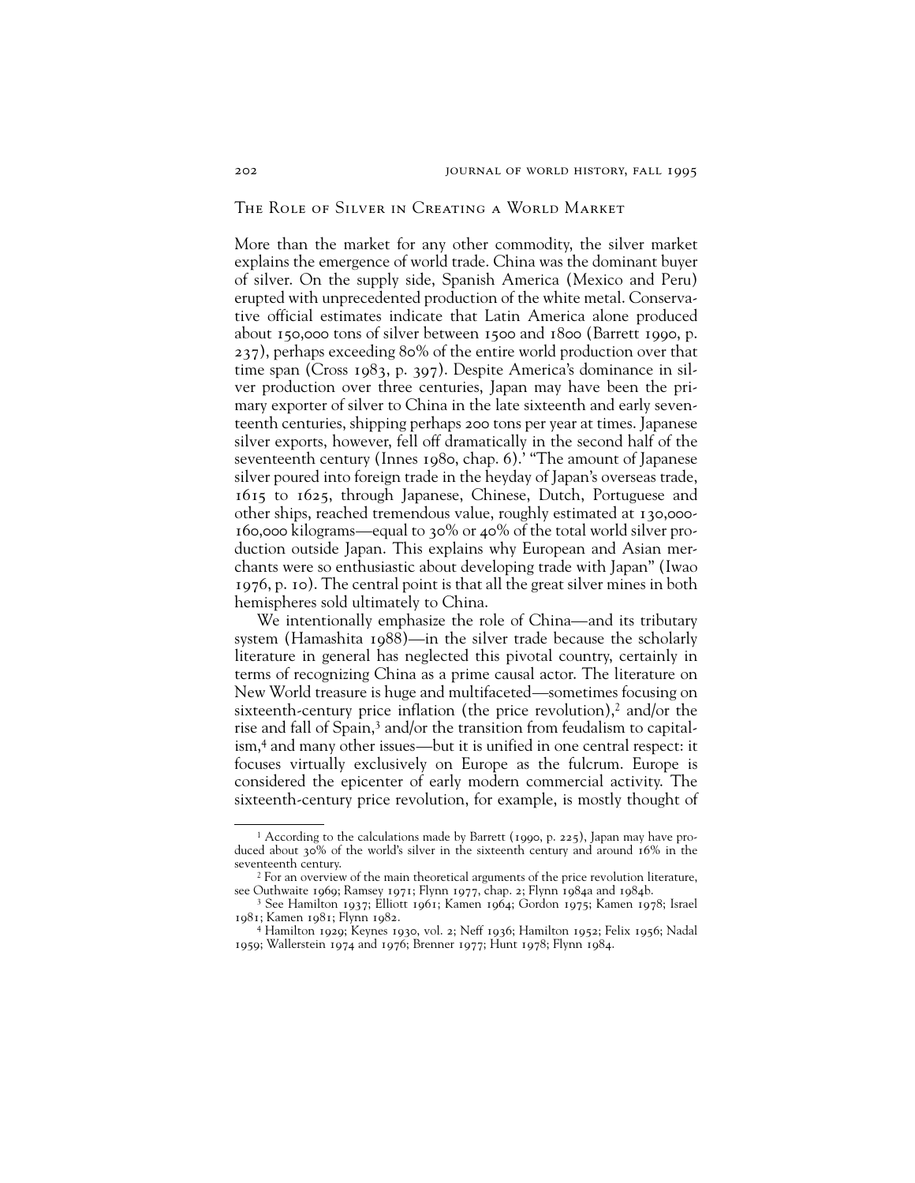## The Role of Silver in Creating a World Market

More than the market for any other commodity, the silver market explains the emergence of world trade. China was the dominant buyer of silver. On the supply side, Spanish America (Mexico and Peru) erupted with unprecedented production of the white metal. Conservative official estimates indicate that Latin America alone produced about 150,000 tons of silver between 1500 and 1800 (Barrett 1990, p. 237), perhaps exceeding 80% of the entire world production over that time span (Cross 1983, p. 397). Despite America's dominance in silver production over three centuries, Japan may have been the primary exporter of silver to China in the late sixteenth and early seventeenth centuries, shipping perhaps 200 tons per year at times. Japanese silver exports, however, fell off dramatically in the second half of the seventeenth century (Innes 1980, chap. 6).[1] "The amount of Japanese silver poured into foreign trade in the heyday of Japan's overseas trade, 1615 to 1625, through Japanese, Chinese, Dutch, Portuguese and other ships, reached tremendous value, roughly estimated at 130,000-160,000 kilograms—equal to 30% or 40% of the total world silver production outside Japan. This explains why European and Asian merchants were so enthusiastic about developing trade with Japan" (Iwao 1976, p. 10). The central point is that all the great silver mines in both hemispheres sold ultimately to China.

We intentionally emphasize the role of China—and its tributary system (Hamashita 1988)—in the silver trade because the scholarly literature in general has neglected this pivotal country, certainly in terms of recognizing China as a prime causal actor. The literature on New World treasure is huge and multifaceted—sometimes focusing on sixteenth-century price inflation (the price revolution),[2] and/or the rise and fall of Spain,[3] and/or the transition from feudalism to capitalism,[4] and many other issues—but it is unified in one central respect: it focuses virtually exclusively on Europe as the fulcrum. Europe is considered the epicenter of early modern commercial activity. The sixteenth-century price revolution, for example, is mostly thought of

---

[1] According to the calculations made by Barrett (1990, p. 225), Japan may have produced about 30% of the world's silver in the sixteenth century and around 16% in the seventeenth century.

[2] For an overview of the main theoretical arguments of the price revolution literature, see Outhwaite 1969; Ramsey 1971; Flynn 1977, chap. 2; Flynn 1984a and 1984b.

[3] See Hamilton 1937; Elliott 1961; Kamen 1964; Gordon 1975; Kamen 1978; Israel 1981; Kamen 1981; Flynn 1982.

[4] Hamilton 1929; Keynes 1930, vol. 2; Neff 1936; Hamilton 1952; Felix 1956; Nadal 1959; Wallerstein 1974 and 1976; Brenner 1977; Hunt 1978; Flynn 1984.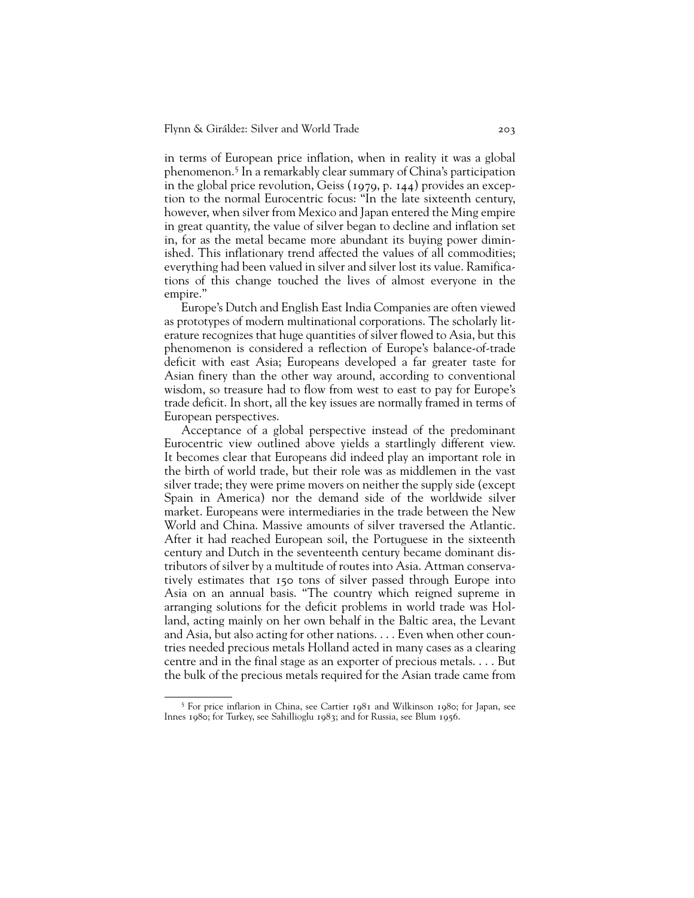in terms of European price inflation, when in reality it was a global phenomenon.[5] In a remarkably clear summary of China's participation in the global price revolution, Geiss (1979, p. 144) provides an exception to the normal Eurocentric focus: "In the late sixteenth century, however, when silver from Mexico and Japan entered the Ming empire in great quantity, the value of silver began to decline and inflation set in, for as the metal became more abundant its buying power diminished. This inflationary trend affected the values of all commodities; everything had been valued in silver and silver lost its value. Ramifications of this change touched the lives of almost everyone in the empire."

Europe's Dutch and English East India Companies are often viewed as prototypes of modern multinational corporations. The scholarly literature recognizes that huge quantities of silver flowed to Asia, but this phenomenon is considered a reflection of Europe's balance-of-trade deficit with east Asia; Europeans developed a far greater taste for Asian finery than the other way around, according to conventional wisdom, so treasure had to flow from west to east to pay for Europe's trade deficit. In short, all the key issues are normally framed in terms of European perspectives.

Acceptance of a global perspective instead of the predominant Eurocentric view outlined above yields a startlingly different view. It becomes clear that Europeans did indeed play an important role in the birth of world trade, but their role was as middlemen in the vast silver trade; they were prime movers on neither the supply side (except Spain in America) nor the demand side of the worldwide silver market. Europeans were intermediaries in the trade between the New World and China. Massive amounts of silver traversed the Atlantic. After it had reached European soil, the Portuguese in the sixteenth century and Dutch in the seventeenth century became dominant distributors of silver by a multitude of routes into Asia. Attman conservatively estimates that 150 tons of silver passed through Europe into Asia on an annual basis. "The country which reigned supreme in arranging solutions for the deficit problems in world trade was Holland, acting mainly on her own behalf in the Baltic area, the Levant and Asia, but also acting for other nations. . . . Even when other countries needed precious metals Holland acted in many cases as a clearing centre and in the final stage as an exporter of precious metals. . . . But the bulk of the precious metals required for the Asian trade came from

[5] For price inflarion in China, see Cartier 1981 and Wilkinson 1980; for Japan, see Innes 1980; for Turkey, see Sahillioglu 1983; and for Russia, see Blum 1956.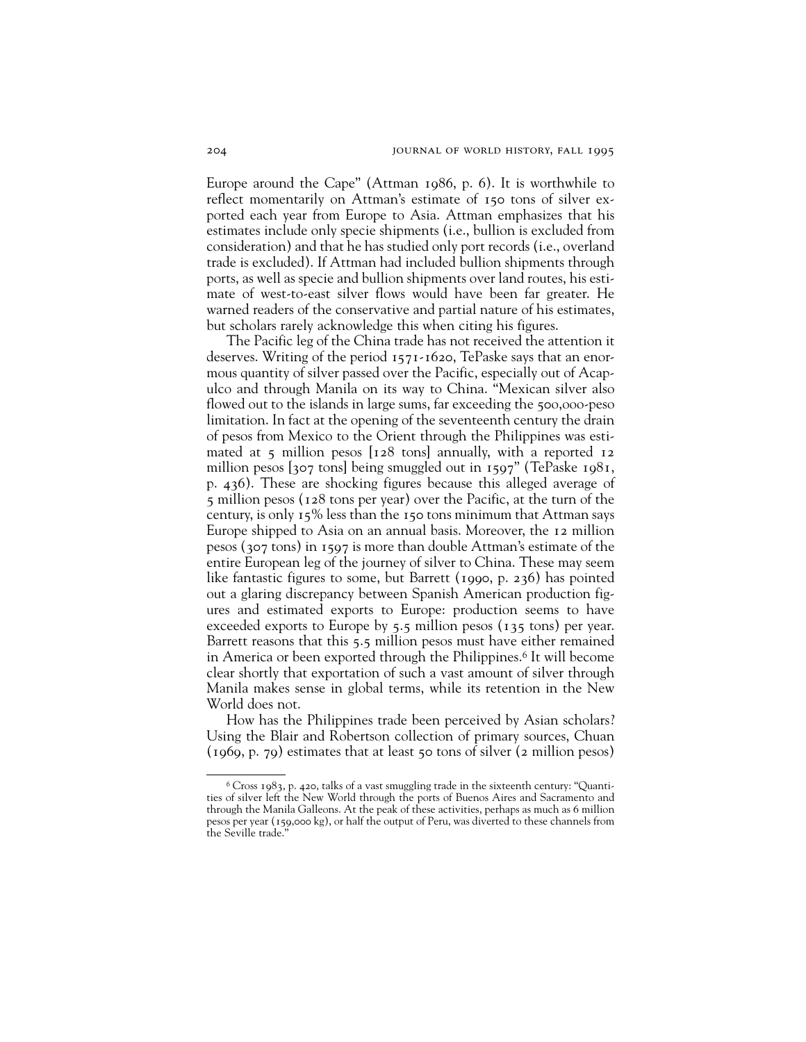Europe around the Cape" (Attman 1986, p. 6). It is worthwhile to reflect momentarily on Attman's estimate of 150 tons of silver exported each year from Europe to Asia. Attman emphasizes that his estimates include only specie shipments (i.e., bullion is excluded from consideration) and that he has studied only port records (i.e., overland trade is excluded). If Attman had included bullion shipments through ports, as well as specie and bullion shipments over land routes, his estimate of west-to-east silver flows would have been far greater. He warned readers of the conservative and partial nature of his estimates, but scholars rarely acknowledge this when citing his figures.

The Pacific leg of the China trade has not received the attention it deserves. Writing of the period 1571-1620, TePaske says that an enormous quantity of silver passed over the Pacific, especially out of Acapulco and through Manila on its way to China. "Mexican silver also flowed out to the islands in large sums, far exceeding the 500,000-peso limitation. In fact at the opening of the seventeenth century the drain of pesos from Mexico to the Orient through the Philippines was estimated at 5 million pesos [128 tons] annually, with a reported 12 million pesos [307 tons] being smuggled out in 1597" (TePaske 1981, p. 436). These are shocking figures because this alleged average of 5 million pesos (128 tons per year) over the Pacific, at the turn of the century, is only 15% less than the 150 tons minimum that Attman says Europe shipped to Asia on an annual basis. Moreover, the 12 million pesos (307 tons) in 1597 is more than double Attman's estimate of the entire European leg of the journey of silver to China. These may seem like fantastic figures to some, but Barrett (1990, p. 236) has pointed out a glaring discrepancy between Spanish American production figures and estimated exports to Europe: production seems to have exceeded exports to Europe by 5.5 million pesos (135 tons) per year. Barrett reasons that this 5.5 million pesos must have either remained in America or been exported through the Philippines.[6] It will become clear shortly that exportation of such a vast amount of silver through Manila makes sense in global terms, while its retention in the New World does not.

How has the Philippines trade been perceived by Asian scholars? Using the Blair and Robertson collection of primary sources, Chuan (1969, p. 79) estimates that at least 50 tons of silver (2 million pesos)

---

[6] Cross 1983, p. 420, talks of a vast smuggling trade in the sixteenth century: "Quantities of silver left the New World through the ports of Buenos Aires and Sacramento and through the Manila Galleons. At the peak of these activities, perhaps as much as 6 million pesos per year (159,000 kg), or half the output of Peru, was diverted to these channels from the Seville trade."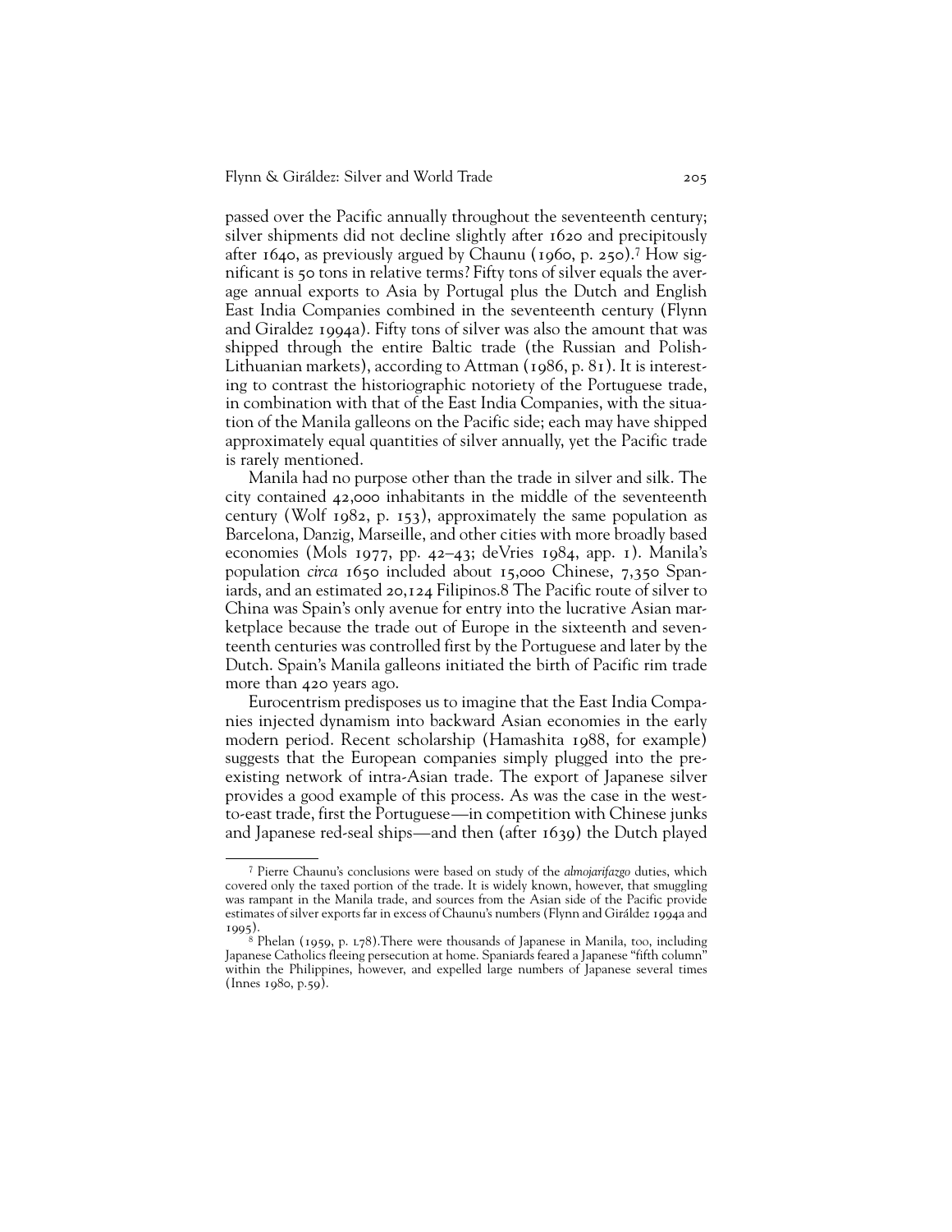passed over the Pacific annually throughout the seventeenth century; silver shipments did not decline slightly after 1620 and precipitously after 1640, as previously argued by Chaunu (1960, p. 250).[7] How significant is 50 tons in relative terms? Fifty tons of silver equals the average annual exports to Asia by Portugal plus the Dutch and English East India Companies combined in the seventeenth century (Flynn and Giraldez 1994a). Fifty tons of silver was also the amount that was shipped through the entire Baltic trade (the Russian and Polish-Lithuanian markets), according to Attman (1986, p. 81). It is interesting to contrast the historiographic notoriety of the Portuguese trade, in combination with that of the East India Companies, with the situation of the Manila galleons on the Pacific side; each may have shipped approximately equal quantities of silver annually, yet the Pacific trade is rarely mentioned.

Manila had no purpose other than the trade in silver and silk. The city contained 42,000 inhabitants in the middle of the seventeenth century (Wolf 1982, p. 153), approximately the same population as Barcelona, Danzig, Marseille, and other cities with more broadly based economies (Mols 1977, pp. 42–43; deVries 1984, app. 1). Manila's population *circa* 1650 included about 15,000 Chinese, 7,350 Spaniards, and an estimated 20,124 Filipinos.[8] The Pacific route of silver to China was Spain's only avenue for entry into the lucrative Asian marketplace because the trade out of Europe in the sixteenth and seventeenth centuries was controlled first by the Portuguese and later by the Dutch. Spain's Manila galleons initiated the birth of Pacific rim trade more than 420 years ago.

Eurocentrism predisposes us to imagine that the East India Companies injected dynamism into backward Asian economies in the early modern period. Recent scholarship (Hamashita 1988, for example) suggests that the European companies simply plugged into the preexisting network of intra-Asian trade. The export of Japanese silver provides a good example of this process. As was the case in the west-to-east trade, first the Portuguese—in competition with Chinese junks and Japanese red-seal ships—and then (after 1639) the Dutch played

---

[7] Pierre Chaunu's conclusions were based on study of the *almojarifazgo* duties, which covered only the taxed portion of the trade. It is widely known, however, that smuggling was rampant in the Manila trade, and sources from the Asian side of the Pacific provide estimates of silver exports far in excess of Chaunu's numbers (Flynn and Giráldez 1994a and 1995).

[8] Phelan (1959, p. 178).There were thousands of Japanese in Manila, too, including Japanese Catholics fleeing persecution at home. Spaniards feared a Japanese "fifth column" within the Philippines, however, and expelled large numbers of Japanese several times (Innes 1980, p.59).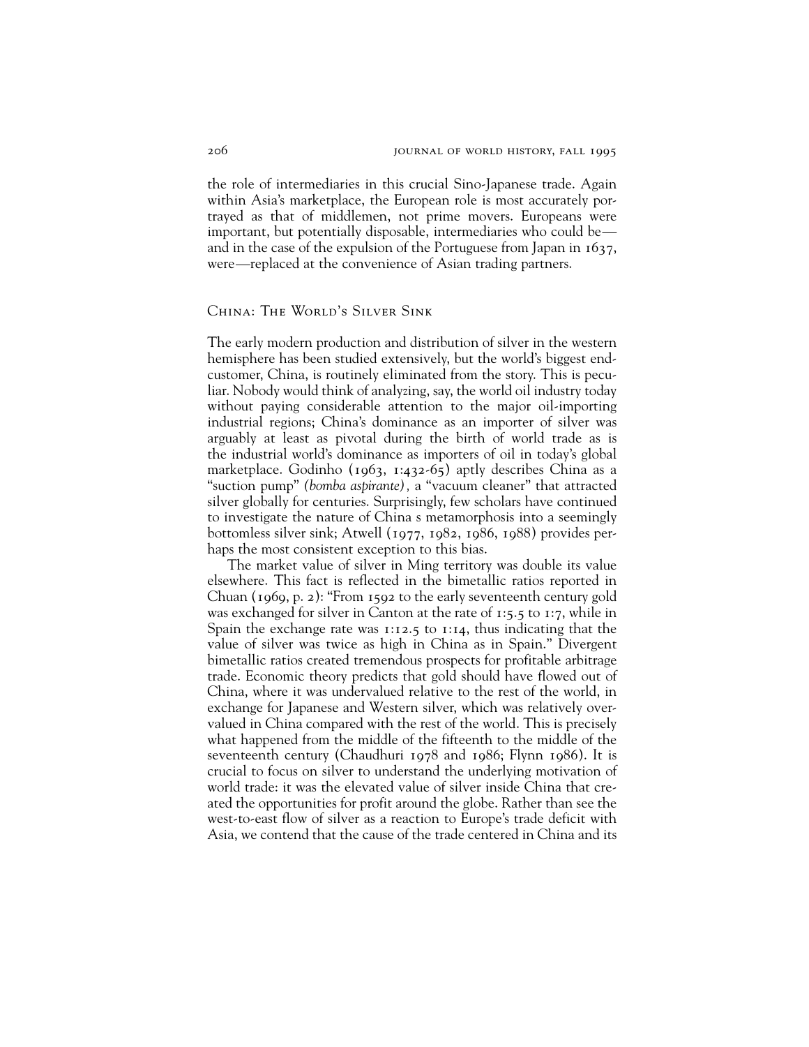the role of intermediaries in this crucial Sino-Japanese trade. Again within Asia's marketplace, the European role is most accurately portrayed as that of middlemen, not prime movers. Europeans were important, but potentially disposable, intermediaries who could be—and in the case of the expulsion of the Portuguese from Japan in 1637, were—replaced at the convenience of Asian trading partners.

## China: The World's Silver Sink

The early modern production and distribution of silver in the western hemisphere has been studied extensively, but the world's biggest end-customer, China, is routinely eliminated from the story. This is peculiar. Nobody would think of analyzing, say, the world oil industry today without paying considerable attention to the major oil-importing industrial regions; China's dominance as an importer of silver was arguably at least as pivotal during the birth of world trade as is the industrial world's dominance as importers of oil in today's global marketplace. Godinho (1963, 1:432-65) aptly describes China as a "suction pump" *(bomba aspirante)*, a "vacuum cleaner" that attracted silver globally for centuries. Surprisingly, few scholars have continued to investigate the nature of China s metamorphosis into a seemingly bottomless silver sink; Atwell (1977, 1982, 1986, 1988) provides perhaps the most consistent exception to this bias.

The market value of silver in Ming territory was double its value elsewhere. This fact is reflected in the bimetallic ratios reported in Chuan (1969, p. 2): "From 1592 to the early seventeenth century gold was exchanged for silver in Canton at the rate of 1:5.5 to 1:7, while in Spain the exchange rate was 1:12.5 to 1:14, thus indicating that the value of silver was twice as high in China as in Spain." Divergent bimetallic ratios created tremendous prospects for profitable arbitrage trade. Economic theory predicts that gold should have flowed out of China, where it was undervalued relative to the rest of the world, in exchange for Japanese and Western silver, which was relatively overvalued in China compared with the rest of the world. This is precisely what happened from the middle of the fifteenth to the middle of the seventeenth century (Chaudhuri 1978 and 1986; Flynn 1986). It is crucial to focus on silver to understand the underlying motivation of world trade: it was the elevated value of silver inside China that created the opportunities for profit around the globe. Rather than see the west-to-east flow of silver as a reaction to Europe's trade deficit with Asia, we contend that the cause of the trade centered in China and its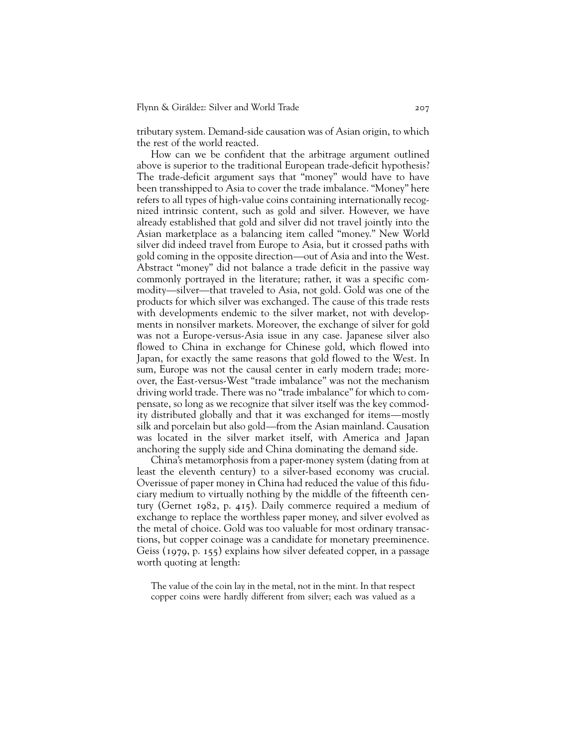tributary system. Demand-side causation was of Asian origin, to which the rest of the world reacted.

How can we be confident that the arbitrage argument outlined above is superior to the traditional European trade-deficit hypothesis? The trade-deficit argument says that "money" would have to have been transshipped to Asia to cover the trade imbalance. "Money" here refers to all types of high-value coins containing internationally recognized intrinsic content, such as gold and silver. However, we have already established that gold and silver did not travel jointly into the Asian marketplace as a balancing item called "money." New World silver did indeed travel from Europe to Asia, but it crossed paths with gold coming in the opposite direction—out of Asia and into the West. Abstract "money" did not balance a trade deficit in the passive way commonly portrayed in the literature; rather, it was a specific commodity—silver—that traveled to Asia, not gold. Gold was one of the products for which silver was exchanged. The cause of this trade rests with developments endemic to the silver market, not with developments in nonsilver markets. Moreover, the exchange of silver for gold was not a Europe-versus-Asia issue in any case. Japanese silver also flowed to China in exchange for Chinese gold, which flowed into Japan, for exactly the same reasons that gold flowed to the West. In sum, Europe was not the causal center in early modern trade; moreover, the East-versus-West "trade imbalance" was not the mechanism driving world trade. There was no "trade imbalance" for which to compensate, so long as we recognize that silver itself was the key commodity distributed globally and that it was exchanged for items—mostly silk and porcelain but also gold—from the Asian mainland. Causation was located in the silver market itself, with America and Japan anchoring the supply side and China dominating the demand side.

China's metamorphosis from a paper-money system (dating from at least the eleventh century) to a silver-based economy was crucial. Overissue of paper money in China had reduced the value of this fiduciary medium to virtually nothing by the middle of the fifteenth century (Gernet 1982, p. 415). Daily commerce required a medium of exchange to replace the worthless paper money, and silver evolved as the metal of choice. Gold was too valuable for most ordinary transactions, but copper coinage was a candidate for monetary preeminence. Geiss (1979, p. 155) explains how silver defeated copper, in a passage worth quoting at length:

> The value of the coin lay in the metal, not in the mint. In that respect copper coins were hardly different from silver; each was valued as a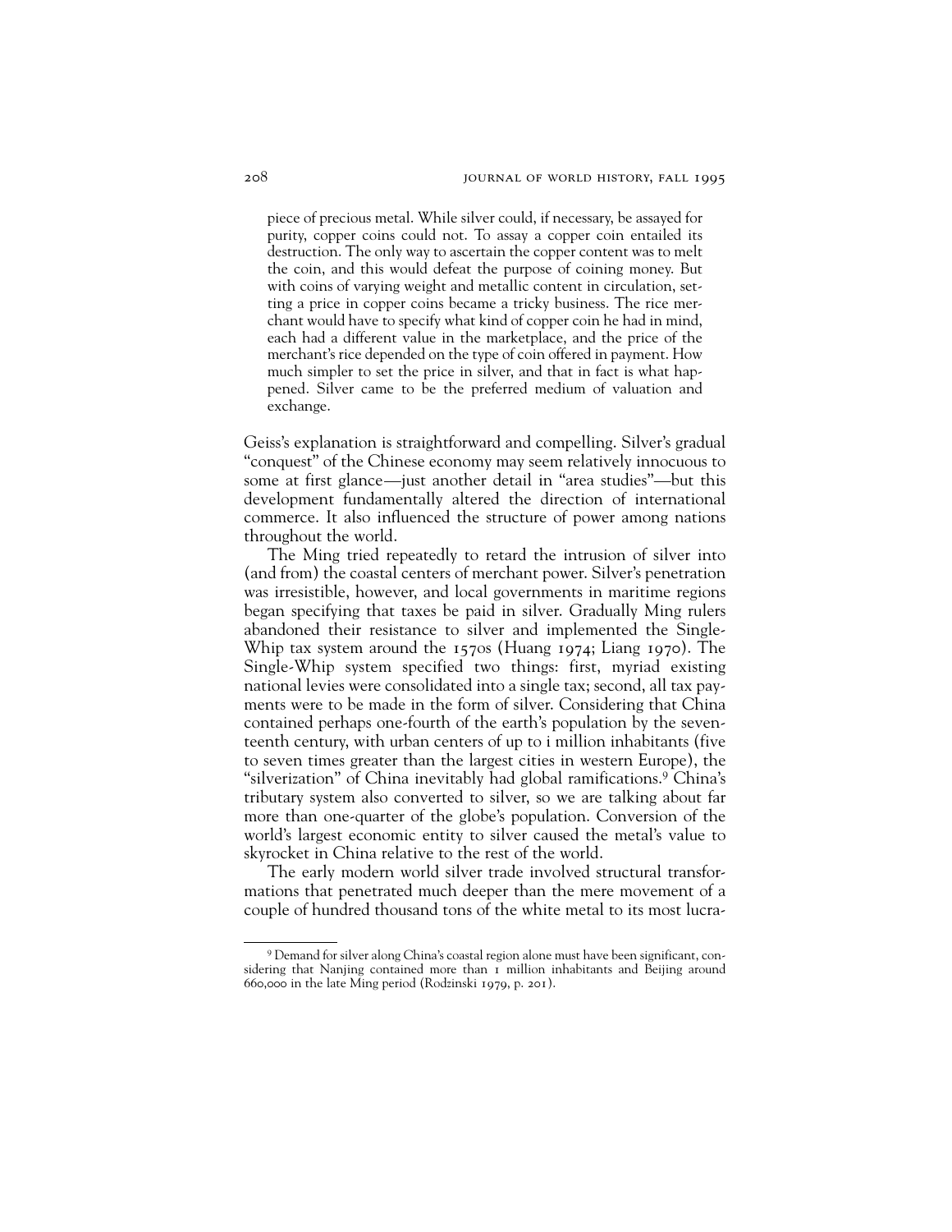> piece of precious metal. While silver could, if necessary, be assayed for purity, copper coins could not. To assay a copper coin entailed its destruction. The only way to ascertain the copper content was to melt the coin, and this would defeat the purpose of coining money. But with coins of varying weight and metallic content in circulation, setting a price in copper coins became a tricky business. The rice merchant would have to specify what kind of copper coin he had in mind, each had a different value in the marketplace, and the price of the merchant's rice depended on the type of coin offered in payment. How much simpler to set the price in silver, and that in fact is what happened. Silver came to be the preferred medium of valuation and exchange.

Geiss's explanation is straightforward and compelling. Silver's gradual "conquest" of the Chinese economy may seem relatively innocuous to some at first glance—just another detail in "area studies"—but this development fundamentally altered the direction of international commerce. It also influenced the structure of power among nations throughout the world.

The Ming tried repeatedly to retard the intrusion of silver into (and from) the coastal centers of merchant power. Silver's penetration was irresistible, however, and local governments in maritime regions began specifying that taxes be paid in silver. Gradually Ming rulers abandoned their resistance to silver and implemented the Single-Whip tax system around the 1570s (Huang 1974; Liang 1970). The Single-Whip system specified two things: first, myriad existing national levies were consolidated into a single tax; second, all tax payments were to be made in the form of silver. Considering that China contained perhaps one-fourth of the earth's population by the seventeenth century, with urban centers of up to i million inhabitants (five to seven times greater than the largest cities in western Europe), the "silverization" of China inevitably had global ramifications.[9] China's tributary system also converted to silver, so we are talking about far more than one-quarter of the globe's population. Conversion of the world's largest economic entity to silver caused the metal's value to skyrocket in China relative to the rest of the world.

The early modern world silver trade involved structural transformations that penetrated much deeper than the mere movement of a couple of hundred thousand tons of the white metal to its most lucra-

[9] Demand for silver along China's coastal region alone must have been significant, considering that Nanjing contained more than 1 million inhabitants and Beijing around 660,000 in the late Ming period (Rodzinski 1979, p. 201).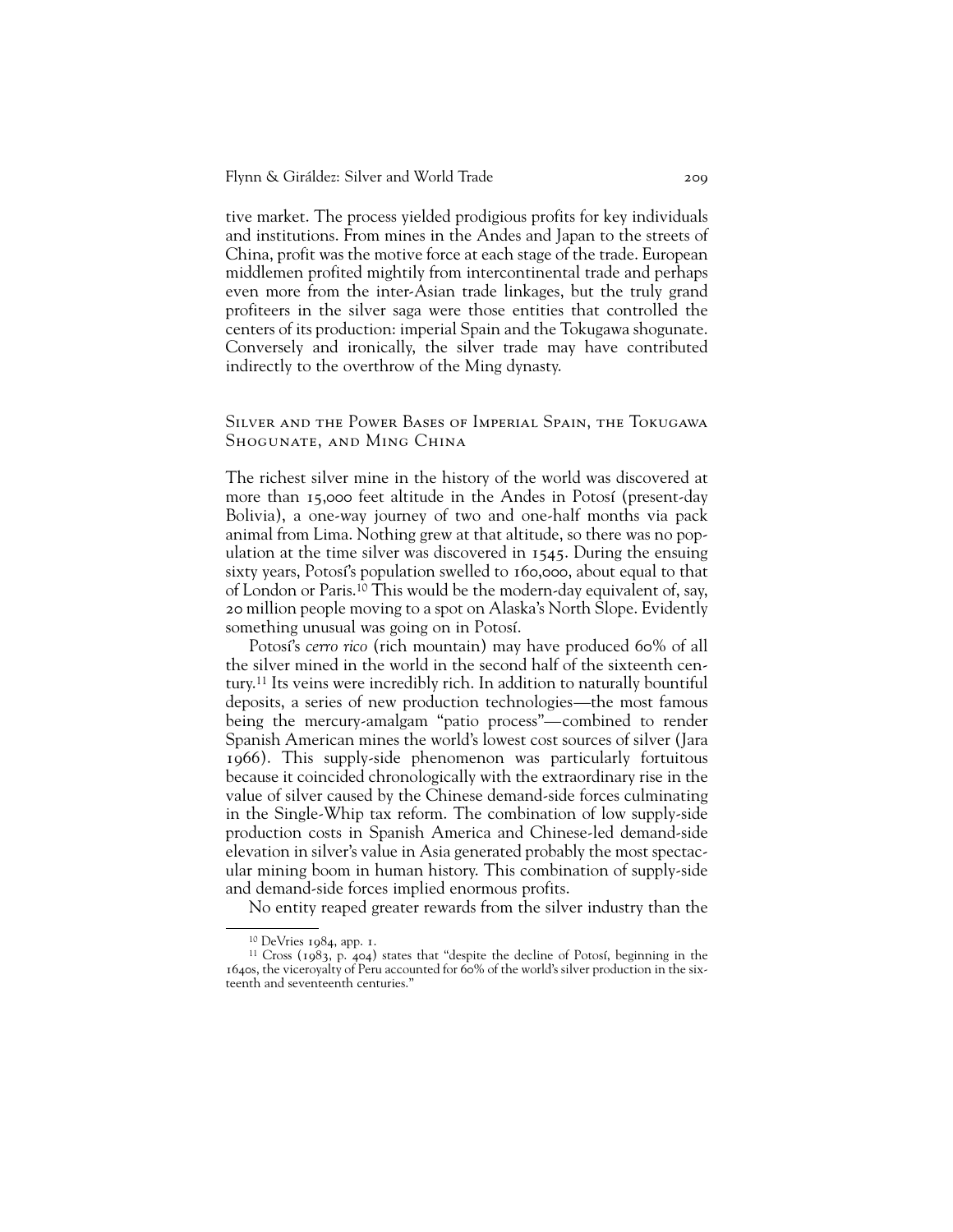tive market. The process yielded prodigious profits for key individuals and institutions. From mines in the Andes and Japan to the streets of China, profit was the motive force at each stage of the trade. European middlemen profited mightily from intercontinental trade and perhaps even more from the inter-Asian trade linkages, but the truly grand profiteers in the silver saga were those entities that controlled the centers of its production: imperial Spain and the Tokugawa shogunate. Conversely and ironically, the silver trade may have contributed indirectly to the overthrow of the Ming dynasty.

## Silver and the Power Bases of Imperial Spain, the Tokugawa Shogunate, and Ming China

The richest silver mine in the history of the world was discovered at more than 15,000 feet altitude in the Andes in Potosí (present-day Bolivia), a one-way journey of two and one-half months via pack animal from Lima. Nothing grew at that altitude, so there was no population at the time silver was discovered in 1545. During the ensuing sixty years, Potosí's population swelled to 160,000, about equal to that of London or Paris.[10] This would be the modern-day equivalent of, say, 20 million people moving to a spot on Alaska's North Slope. Evidently something unusual was going on in Potosí.

Potosí's *cerro rico* (rich mountain) may have produced 60% of all the silver mined in the world in the second half of the sixteenth century.[11] Its veins were incredibly rich. In addition to naturally bountiful deposits, a series of new production technologies—the most famous being the mercury-amalgam "patio process"—combined to render Spanish American mines the world's lowest cost sources of silver (Jara 1966). This supply-side phenomenon was particularly fortuitous because it coincided chronologically with the extraordinary rise in the value of silver caused by the Chinese demand-side forces culminating in the Single-Whip tax reform. The combination of low supply-side production costs in Spanish America and Chinese-led demand-side elevation in silver's value in Asia generated probably the most spectacular mining boom in human history. This combination of supply-side and demand-side forces implied enormous profits.

No entity reaped greater rewards from the silver industry than the

---

[10] DeVries 1984, app. 1.

[11] Cross (1983, p. 404) states that "despite the decline of Potosí, beginning in the 1640s, the viceroyalty of Peru accounted for 60% of the world's silver production in the sixteenth and seventeenth centuries."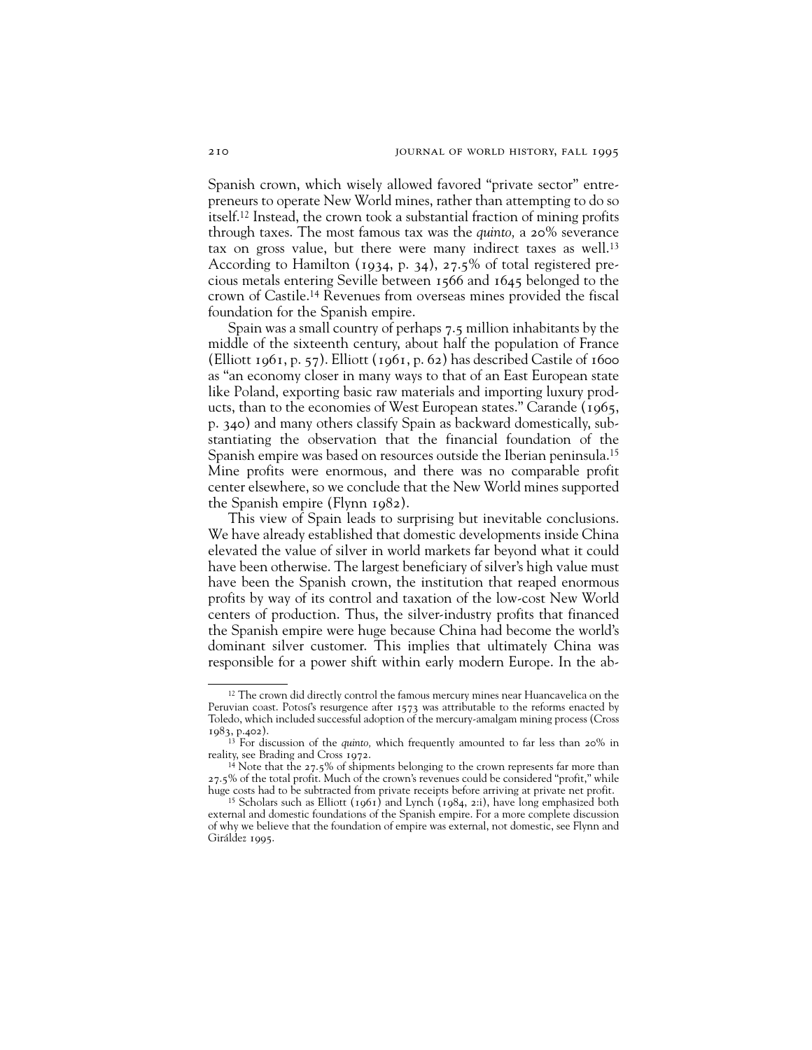Spanish crown, which wisely allowed favored "private sector" entrepreneurs to operate New World mines, rather than attempting to do so itself.[12] Instead, the crown took a substantial fraction of mining profits through taxes. The most famous tax was the *quinto,* a 20% severance tax on gross value, but there were many indirect taxes as well.[13] According to Hamilton (1934, p. 34), 27.5% of total registered precious metals entering Seville between 1566 and 1645 belonged to the crown of Castile.[14] Revenues from overseas mines provided the fiscal foundation for the Spanish empire.

Spain was a small country of perhaps 7.5 million inhabitants by the middle of the sixteenth century, about half the population of France (Elliott 1961, p. 57). Elliott (1961, p. 62) has described Castile of 1600 as "an economy closer in many ways to that of an East European state like Poland, exporting basic raw materials and importing luxury products, than to the economies of West European states." Carande (1965, p. 340) and many others classify Spain as backward domestically, substantiating the observation that the financial foundation of the Spanish empire was based on resources outside the Iberian peninsula.[15] Mine profits were enormous, and there was no comparable profit center elsewhere, so we conclude that the New World mines supported the Spanish empire (Flynn 1982).

This view of Spain leads to surprising but inevitable conclusions. We have already established that domestic developments inside China elevated the value of silver in world markets far beyond what it could have been otherwise. The largest beneficiary of silver's high value must have been the Spanish crown, the institution that reaped enormous profits by way of its control and taxation of the low-cost New World centers of production. Thus, the silver-industry profits that financed the Spanish empire were huge because China had become the world's dominant silver customer. This implies that ultimately China was responsible for a power shift within early modern Europe. In the ab-

---

[12] The crown did directly control the famous mercury mines near Huancavelica on the Peruvian coast. Potosí's resurgence after 1573 was attributable to the reforms enacted by Toledo, which included successful adoption of the mercury-amalgam mining process (Cross 1983, p.402).

[13] For discussion of the *quinto,* which frequently amounted to far less than 20% in reality, see Brading and Cross 1972.

[14] Note that the 27.5% of shipments belonging to the crown represents far more than 27.5% of the total profit. Much of the crown's revenues could be considered "profit," while huge costs had to be subtracted from private receipts before arriving at private net profit.

[15] Scholars such as Elliott (1961) and Lynch (1984, 2:i), have long emphasized both external and domestic foundations of the Spanish empire. For a more complete discussion of why we believe that the foundation of empire was external, not domestic, see Flynn and Giráldez 1995.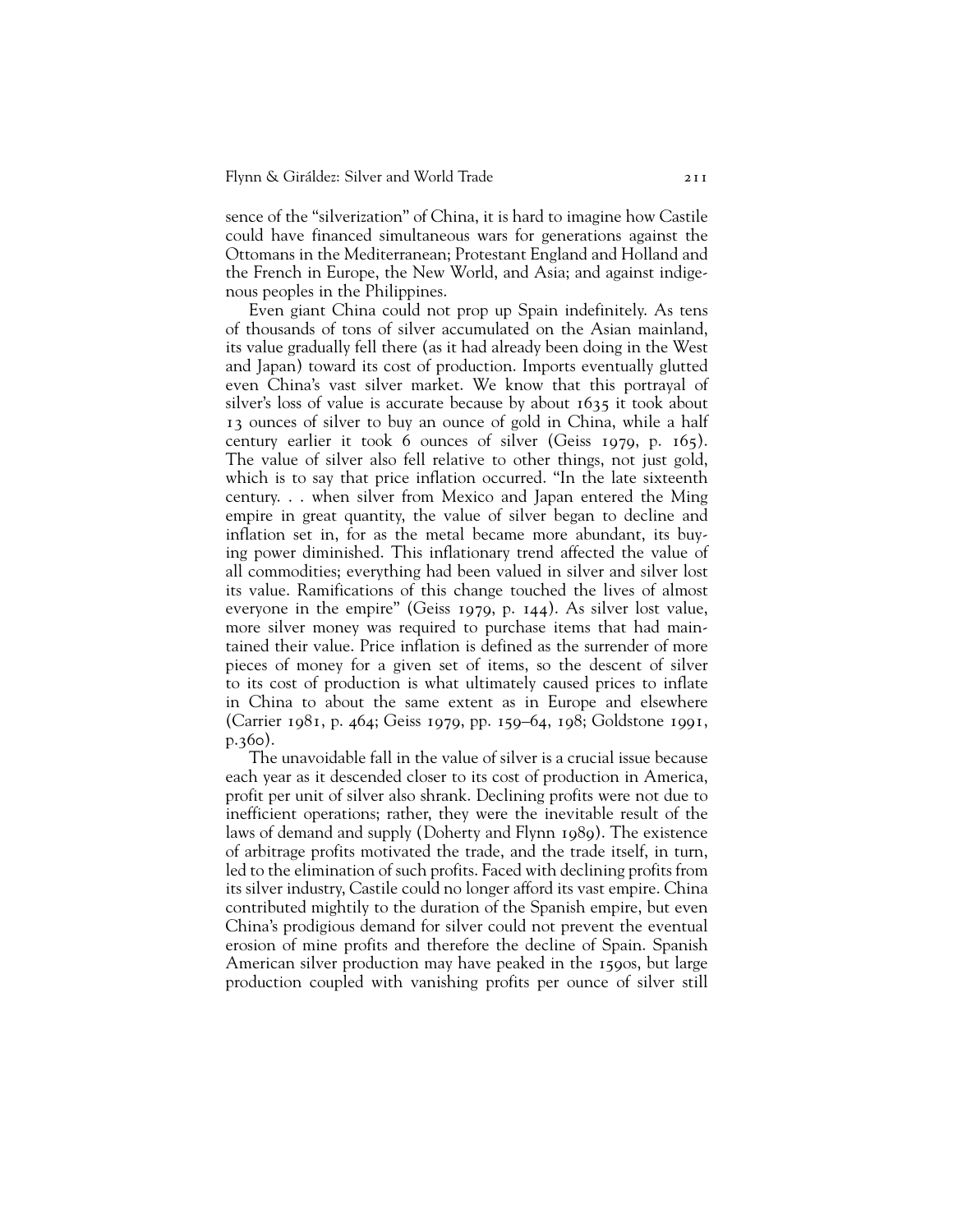sence of the "silverization" of China, it is hard to imagine how Castile could have financed simultaneous wars for generations against the Ottomans in the Mediterranean; Protestant England and Holland and the French in Europe, the New World, and Asia; and against indigenous peoples in the Philippines.

Even giant China could not prop up Spain indefinitely. As tens of thousands of tons of silver accumulated on the Asian mainland, its value gradually fell there (as it had already been doing in the West and Japan) toward its cost of production. Imports eventually glutted even China's vast silver market. We know that this portrayal of silver's loss of value is accurate because by about 1635 it took about 13 ounces of silver to buy an ounce of gold in China, while a half century earlier it took 6 ounces of silver (Geiss 1979, p. 165). The value of silver also fell relative to other things, not just gold, which is to say that price inflation occurred. "In the late sixteenth century. . . when silver from Mexico and Japan entered the Ming empire in great quantity, the value of silver began to decline and inflation set in, for as the metal became more abundant, its buying power diminished. This inflationary trend affected the value of all commodities; everything had been valued in silver and silver lost its value. Ramifications of this change touched the lives of almost everyone in the empire" (Geiss 1979, p. 144). As silver lost value, more silver money was required to purchase items that had maintained their value. Price inflation is defined as the surrender of more pieces of money for a given set of items, so the descent of silver to its cost of production is what ultimately caused prices to inflate in China to about the same extent as in Europe and elsewhere (Carrier 1981, p. 464; Geiss 1979, pp. 159–64, 198; Goldstone 1991, p.360).

The unavoidable fall in the value of silver is a crucial issue because each year as it descended closer to its cost of production in America, profit per unit of silver also shrank. Declining profits were not due to inefficient operations; rather, they were the inevitable result of the laws of demand and supply (Doherty and Flynn 1989). The existence of arbitrage profits motivated the trade, and the trade itself, in turn, led to the elimination of such profits. Faced with declining profits from its silver industry, Castile could no longer afford its vast empire. China contributed mightily to the duration of the Spanish empire, but even China's prodigious demand for silver could not prevent the eventual erosion of mine profits and therefore the decline of Spain. Spanish American silver production may have peaked in the 1590s, but large production coupled with vanishing profits per ounce of silver still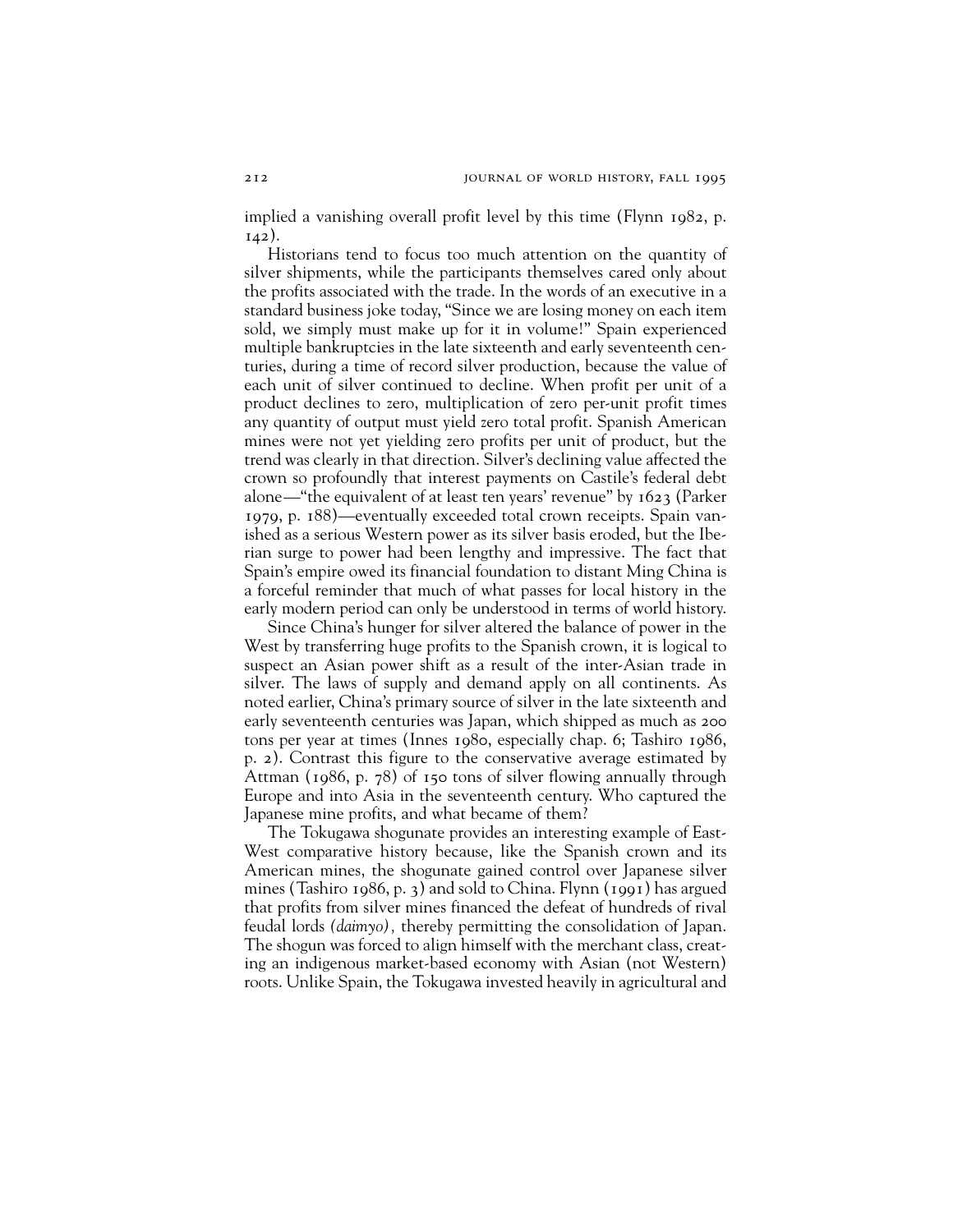implied a vanishing overall profit level by this time (Flynn 1982, p. 142).

Historians tend to focus too much attention on the quantity of silver shipments, while the participants themselves cared only about the profits associated with the trade. In the words of an executive in a standard business joke today, "Since we are losing money on each item sold, we simply must make up for it in volume!" Spain experienced multiple bankruptcies in the late sixteenth and early seventeenth centuries, during a time of record silver production, because the value of each unit of silver continued to decline. When profit per unit of a product declines to zero, multiplication of zero per-unit profit times any quantity of output must yield zero total profit. Spanish American mines were not yet yielding zero profits per unit of product, but the trend was clearly in that direction. Silver's declining value affected the crown so profoundly that interest payments on Castile's federal debt alone—"the equivalent of at least ten years' revenue" by 1623 (Parker 1979, p. 188)—eventually exceeded total crown receipts. Spain vanished as a serious Western power as its silver basis eroded, but the Iberian surge to power had been lengthy and impressive. The fact that Spain's empire owed its financial foundation to distant Ming China is a forceful reminder that much of what passes for local history in the early modern period can only be understood in terms of world history.

Since China's hunger for silver altered the balance of power in the West by transferring huge profits to the Spanish crown, it is logical to suspect an Asian power shift as a result of the inter-Asian trade in silver. The laws of supply and demand apply on all continents. As noted earlier, China's primary source of silver in the late sixteenth and early seventeenth centuries was Japan, which shipped as much as 200 tons per year at times (Innes 1980, especially chap. 6; Tashiro 1986, p. 2). Contrast this figure to the conservative average estimated by Attman (1986, p. 78) of 150 tons of silver flowing annually through Europe and into Asia in the seventeenth century. Who captured the Japanese mine profits, and what became of them?

The Tokugawa shogunate provides an interesting example of East-West comparative history because, like the Spanish crown and its American mines, the shogunate gained control over Japanese silver mines (Tashiro 1986, p. 3) and sold to China. Flynn (1991) has argued that profits from silver mines financed the defeat of hundreds of rival feudal lords *(daimyo),* thereby permitting the consolidation of Japan. The shogun was forced to align himself with the merchant class, creating an indigenous market-based economy with Asian (not Western) roots. Unlike Spain, the Tokugawa invested heavily in agricultural and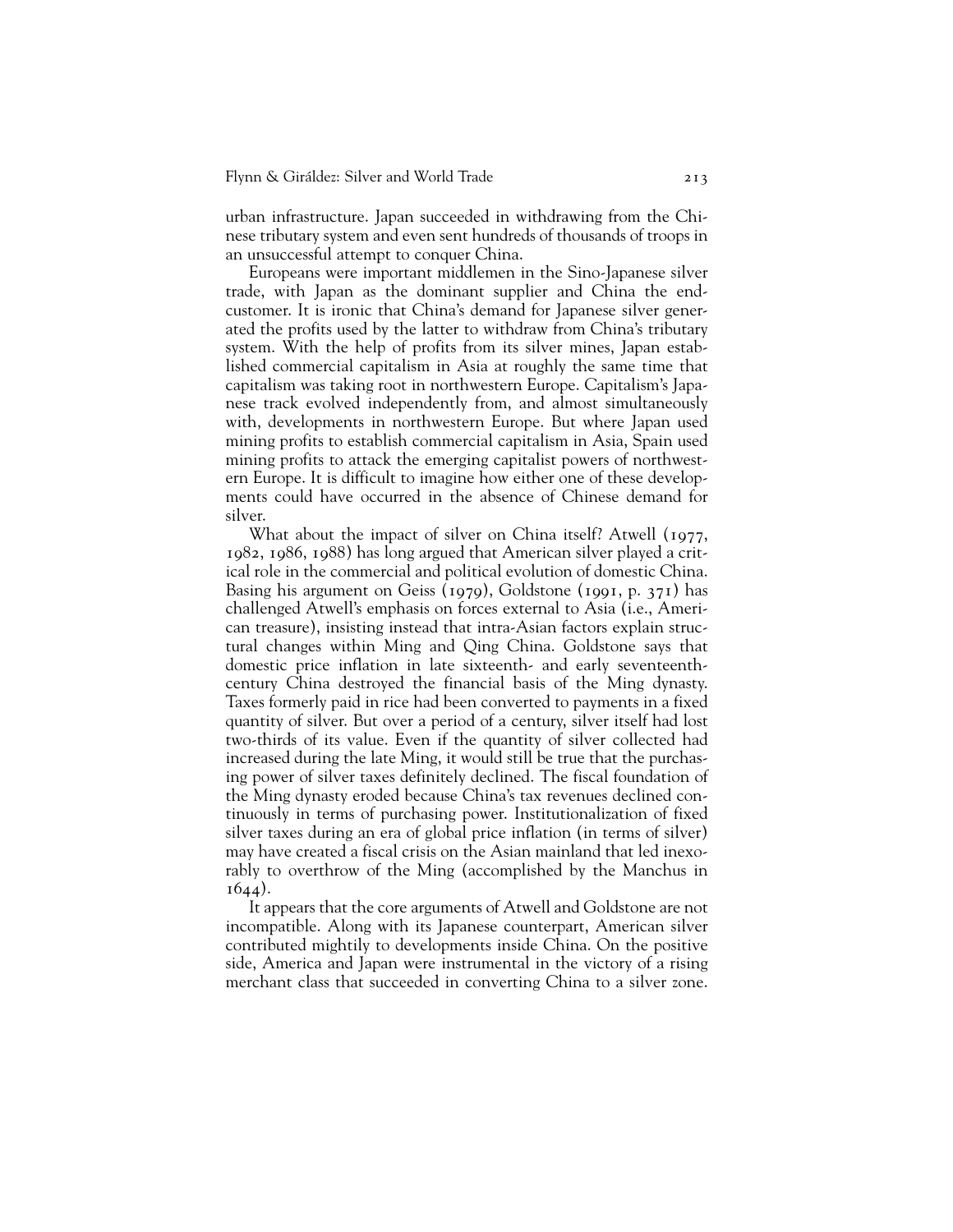urban infrastructure. Japan succeeded in withdrawing from the Chinese tributary system and even sent hundreds of thousands of troops in an unsuccessful attempt to conquer China.

Europeans were important middlemen in the Sino-Japanese silver trade, with Japan as the dominant supplier and China the end-customer. It is ironic that China's demand for Japanese silver generated the profits used by the latter to withdraw from China's tributary system. With the help of profits from its silver mines, Japan established commercial capitalism in Asia at roughly the same time that capitalism was taking root in northwestern Europe. Capitalism's Japanese track evolved independently from, and almost simultaneously with, developments in northwestern Europe. But where Japan used mining profits to establish commercial capitalism in Asia, Spain used mining profits to attack the emerging capitalist powers of northwestern Europe. It is difficult to imagine how either one of these developments could have occurred in the absence of Chinese demand for silver.

What about the impact of silver on China itself? Atwell (1977, 1982, 1986, 1988) has long argued that American silver played a critical role in the commercial and political evolution of domestic China. Basing his argument on Geiss (1979), Goldstone (1991, p. 371) has challenged Atwell's emphasis on forces external to Asia (i.e., American treasure), insisting instead that intra-Asian factors explain structural changes within Ming and Qing China. Goldstone says that domestic price inflation in late sixteenth- and early seventeenth-century China destroyed the financial basis of the Ming dynasty. Taxes formerly paid in rice had been converted to payments in a fixed quantity of silver. But over a period of a century, silver itself had lost two-thirds of its value. Even if the quantity of silver collected had increased during the late Ming, it would still be true that the purchasing power of silver taxes definitely declined. The fiscal foundation of the Ming dynasty eroded because China's tax revenues declined continuously in terms of purchasing power. Institutionalization of fixed silver taxes during an era of global price inflation (in terms of silver) may have created a fiscal crisis on the Asian mainland that led inexorably to overthrow of the Ming (accomplished by the Manchus in 1644).

It appears that the core arguments of Atwell and Goldstone are not incompatible. Along with its Japanese counterpart, American silver contributed mightily to developments inside China. On the positive side, America and Japan were instrumental in the victory of a rising merchant class that succeeded in converting China to a silver zone.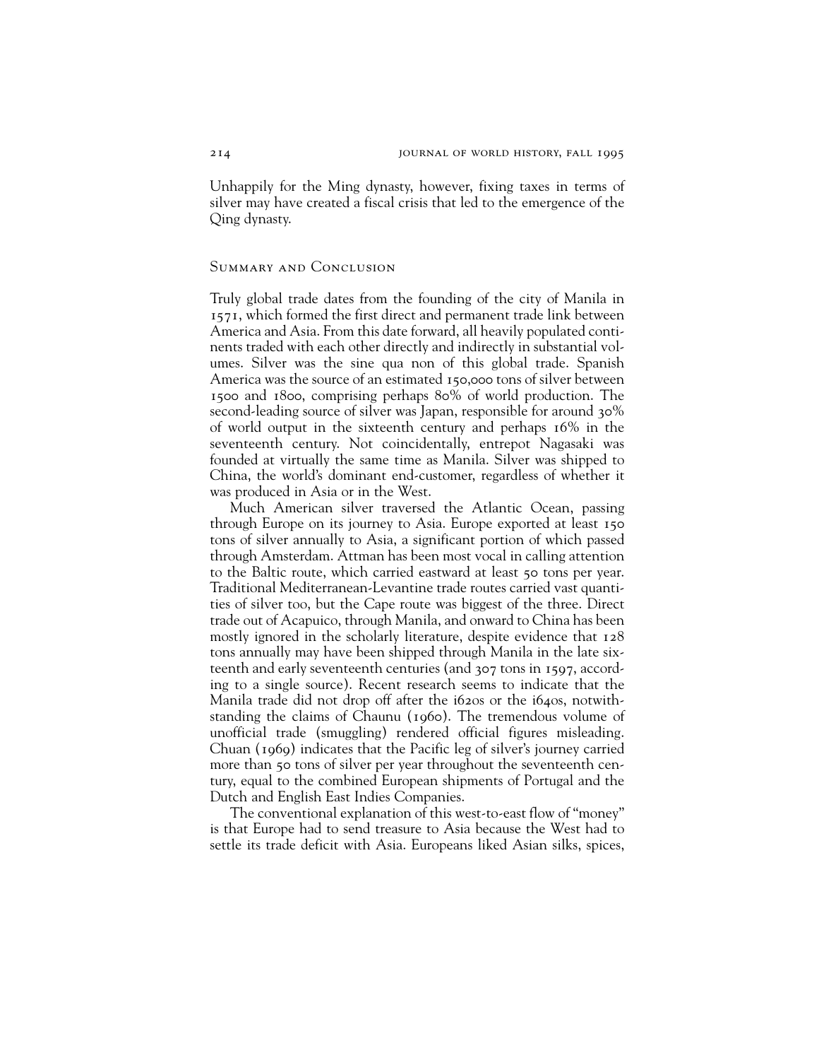Unhappily for the Ming dynasty, however, fixing taxes in terms of silver may have created a fiscal crisis that led to the emergence of the Qing dynasty.

## Summary and Conclusion

Truly global trade dates from the founding of the city of Manila in 1571, which formed the first direct and permanent trade link between America and Asia. From this date forward, all heavily populated continents traded with each other directly and indirectly in substantial volumes. Silver was the sine qua non of this global trade. Spanish America was the source of an estimated 150,000 tons of silver between 1500 and 1800, comprising perhaps 80% of world production. The second-leading source of silver was Japan, responsible for around 30% of world output in the sixteenth century and perhaps 16% in the seventeenth century. Not coincidentally, entrepot Nagasaki was founded at virtually the same time as Manila. Silver was shipped to China, the world's dominant end-customer, regardless of whether it was produced in Asia or in the West.

Much American silver traversed the Atlantic Ocean, passing through Europe on its journey to Asia. Europe exported at least 150 tons of silver annually to Asia, a significant portion of which passed through Amsterdam. Attman has been most vocal in calling attention to the Baltic route, which carried eastward at least 50 tons per year. Traditional Mediterranean-Levantine trade routes carried vast quantities of silver too, but the Cape route was biggest of the three. Direct trade out of Acapuico, through Manila, and onward to China has been mostly ignored in the scholarly literature, despite evidence that 128 tons annually may have been shipped through Manila in the late sixteenth and early seventeenth centuries (and 307 tons in 1597, according to a single source). Recent research seems to indicate that the Manila trade did not drop off after the i620s or the i640s, notwithstanding the claims of Chaunu (1960). The tremendous volume of unofficial trade (smuggling) rendered official figures misleading. Chuan (1969) indicates that the Pacific leg of silver's journey carried more than 50 tons of silver per year throughout the seventeenth century, equal to the combined European shipments of Portugal and the Dutch and English East Indies Companies.

The conventional explanation of this west-to-east flow of "money" is that Europe had to send treasure to Asia because the West had to settle its trade deficit with Asia. Europeans liked Asian silks, spices,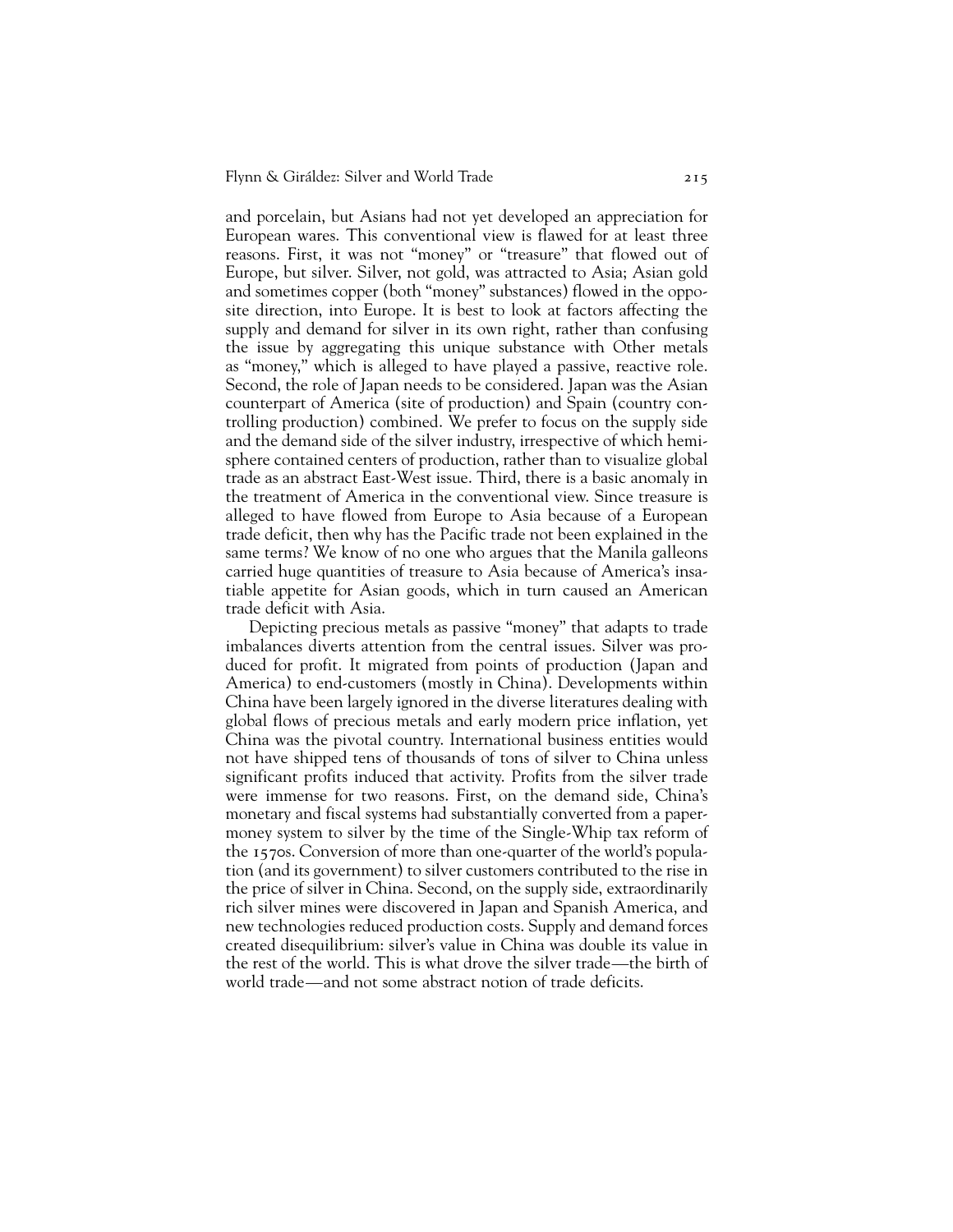and porcelain, but Asians had not yet developed an appreciation for European wares. This conventional view is flawed for at least three reasons. First, it was not "money" or "treasure" that flowed out of Europe, but silver. Silver, not gold, was attracted to Asia; Asian gold and sometimes copper (both "money" substances) flowed in the opposite direction, into Europe. It is best to look at factors affecting the supply and demand for silver in its own right, rather than confusing the issue by aggregating this unique substance with Other metals as "money," which is alleged to have played a passive, reactive role. Second, the role of Japan needs to be considered. Japan was the Asian counterpart of America (site of production) and Spain (country controlling production) combined. We prefer to focus on the supply side and the demand side of the silver industry, irrespective of which hemisphere contained centers of production, rather than to visualize global trade as an abstract East-West issue. Third, there is a basic anomaly in the treatment of America in the conventional view. Since treasure is alleged to have flowed from Europe to Asia because of a European trade deficit, then why has the Pacific trade not been explained in the same terms? We know of no one who argues that the Manila galleons carried huge quantities of treasure to Asia because of America's insatiable appetite for Asian goods, which in turn caused an American trade deficit with Asia.

Depicting precious metals as passive "money" that adapts to trade imbalances diverts attention from the central issues. Silver was produced for profit. It migrated from points of production (Japan and America) to end-customers (mostly in China). Developments within China have been largely ignored in the diverse literatures dealing with global flows of precious metals and early modern price inflation, yet China was the pivotal country. International business entities would not have shipped tens of thousands of tons of silver to China unless significant profits induced that activity. Profits from the silver trade were immense for two reasons. First, on the demand side, China's monetary and fiscal systems had substantially converted from a paper-money system to silver by the time of the Single-Whip tax reform of the 1570s. Conversion of more than one-quarter of the world's population (and its government) to silver customers contributed to the rise in the price of silver in China. Second, on the supply side, extraordinarily rich silver mines were discovered in Japan and Spanish America, and new technologies reduced production costs. Supply and demand forces created disequilibrium: silver's value in China was double its value in the rest of the world. This is what drove the silver trade—the birth of world trade—and not some abstract notion of trade deficits.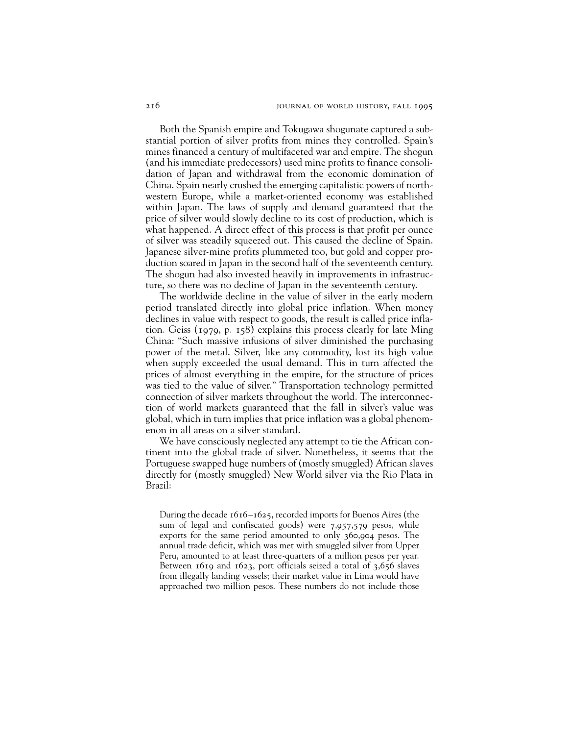Both the Spanish empire and Tokugawa shogunate captured a substantial portion of silver profits from mines they controlled. Spain's mines financed a century of multifaceted war and empire. The shogun (and his immediate predecessors) used mine profits to finance consolidation of Japan and withdrawal from the economic domination of China. Spain nearly crushed the emerging capitalistic powers of northwestern Europe, while a market-oriented economy was established within Japan. The laws of supply and demand guaranteed that the price of silver would slowly decline to its cost of production, which is what happened. A direct effect of this process is that profit per ounce of silver was steadily squeezed out. This caused the decline of Spain. Japanese silver-mine profits plummeted too, but gold and copper production soared in Japan in the second half of the seventeenth century. The shogun had also invested heavily in improvements in infrastructure, so there was no decline of Japan in the seventeenth century.

The worldwide decline in the value of silver in the early modern period translated directly into global price inflation. When money declines in value with respect to goods, the result is called price inflation. Geiss (1979, p. 158) explains this process clearly for late Ming China: "Such massive infusions of silver diminished the purchasing power of the metal. Silver, like any commodity, lost its high value when supply exceeded the usual demand. This in turn affected the prices of almost everything in the empire, for the structure of prices was tied to the value of silver." Transportation technology permitted connection of silver markets throughout the world. The interconnection of world markets guaranteed that the fall in silver's value was global, which in turn implies that price inflation was a global phenomenon in all areas on a silver standard.

We have consciously neglected any attempt to tie the African continent into the global trade of silver. Nonetheless, it seems that the Portuguese swapped huge numbers of (mostly smuggled) African slaves directly for (mostly smuggled) New World silver via the Rio Plata in Brazil:

> During the decade 1616–1625, recorded imports for Buenos Aires (the sum of legal and confiscated goods) were 7,957,579 pesos, while exports for the same period amounted to only 360,904 pesos. The annual trade deficit, which was met with smuggled silver from Upper Peru, amounted to at least three-quarters of a million pesos per year. Between 1619 and 1623, port officials seized a total of 3,656 slaves from illegally landing vessels; their market value in Lima would have approached two million pesos. These numbers do not include those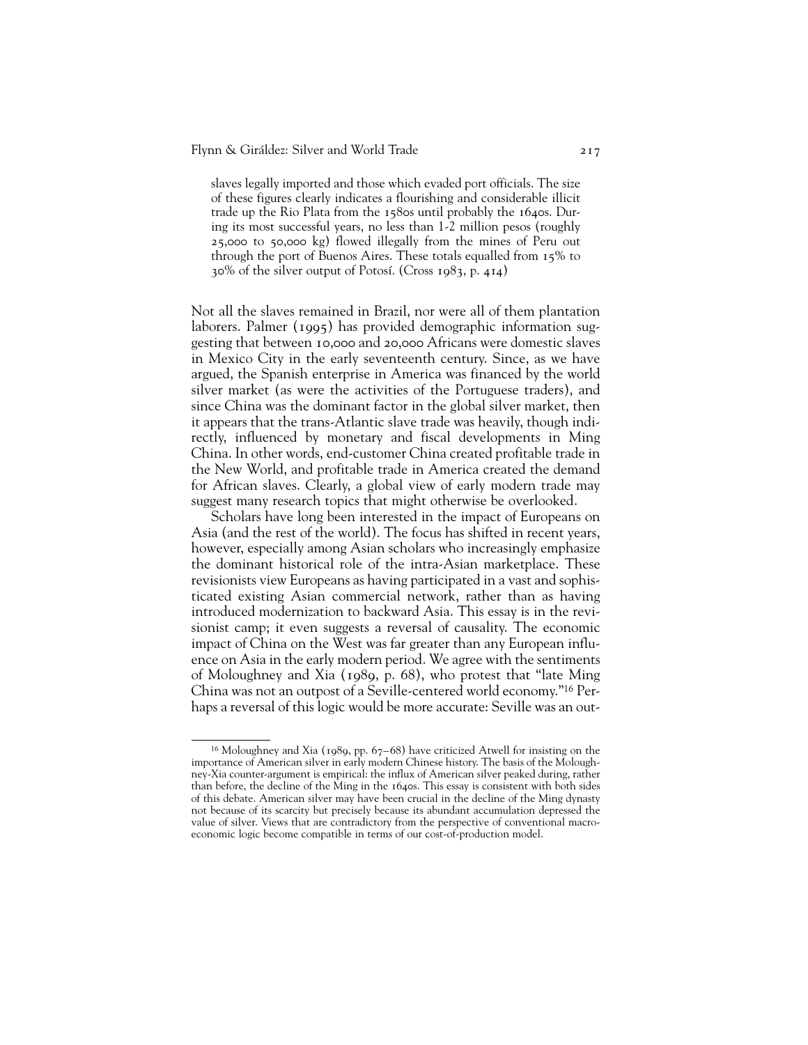> slaves legally imported and those which evaded port officials. The size of these figures clearly indicates a flourishing and considerable illicit trade up the Rio Plata from the 1580s until probably the 1640s. During its most successful years, no less than 1-2 million pesos (roughly 25,000 to 50,000 kg) flowed illegally from the mines of Peru out through the port of Buenos Aires. These totals equalled from 15% to 30% of the silver output of Potosí. (Cross 1983, p. 414)

Not all the slaves remained in Brazil, nor were all of them plantation laborers. Palmer (1995) has provided demographic information suggesting that between 10,000 and 20,000 Africans were domestic slaves in Mexico City in the early seventeenth century. Since, as we have argued, the Spanish enterprise in America was financed by the world silver market (as were the activities of the Portuguese traders), and since China was the dominant factor in the global silver market, then it appears that the trans-Atlantic slave trade was heavily, though indirectly, influenced by monetary and fiscal developments in Ming China. In other words, end-customer China created profitable trade in the New World, and profitable trade in America created the demand for African slaves. Clearly, a global view of early modern trade may suggest many research topics that might otherwise be overlooked.

Scholars have long been interested in the impact of Europeans on Asia (and the rest of the world). The focus has shifted in recent years, however, especially among Asian scholars who increasingly emphasize the dominant historical role of the intra-Asian marketplace. These revisionists view Europeans as having participated in a vast and sophisticated existing Asian commercial network, rather than as having introduced modernization to backward Asia. This essay is in the revisionist camp; it even suggests a reversal of causality. The economic impact of China on the West was far greater than any European influence on Asia in the early modern period. We agree with the sentiments of Moloughney and Xia (1989, p. 68), who protest that "late Ming China was not an outpost of a Seville-centered world economy."[16] Perhaps a reversal of this logic would be more accurate: Seville was an out-

---

[16] Moloughney and Xia (1989, pp. 67–68) have criticized Atwell for insisting on the importance of American silver in early modern Chinese history. The basis of the Moloughney-Xia counter-argument is empirical: the influx of American silver peaked during, rather than before, the decline of the Ming in the 1640s. This essay is consistent with both sides of this debate. American silver may have been crucial in the decline of the Ming dynasty not because of its scarcity but precisely because its abundant accumulation depressed the value of silver. Views that are contradictory from the perspective of conventional macroeconomic logic become compatible in terms of our cost-of-production model.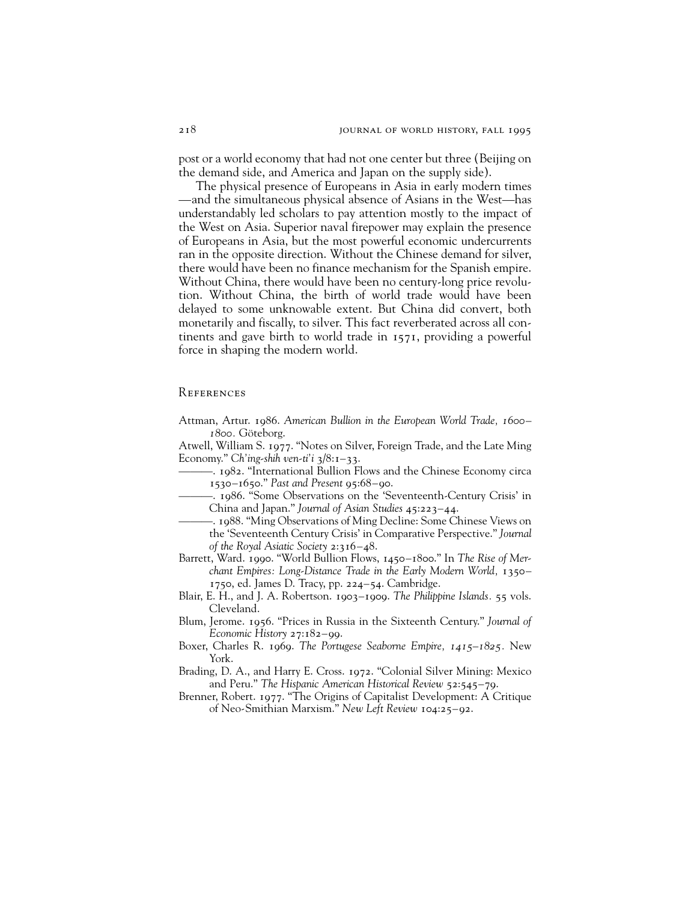post or a world economy that had not one center but three (Beijing on the demand side, and America and Japan on the supply side).

The physical presence of Europeans in Asia in early modern times —and the simultaneous physical absence of Asians in the West—has understandably led scholars to pay attention mostly to the impact of the West on Asia. Superior naval firepower may explain the presence of Europeans in Asia, but the most powerful economic undercurrents ran in the opposite direction. Without the Chinese demand for silver, there would have been no finance mechanism for the Spanish empire. Without China, there would have been no century-long price revolution. Without China, the birth of world trade would have been delayed to some unknowable extent. But China did convert, both monetarily and fiscally, to silver. This fact reverberated across all continents and gave birth to world trade in 1571, providing a powerful force in shaping the modern world.

## References

Attman, Artur. 1986. *American Bullion in the European World Trade, 1600–1800.* Göteborg.

Atwell, William S. 1977. "Notes on Silver, Foreign Trade, and the Late Ming Economy." *Ch'ing-shih ven-ti'i* 3/8:1–33.

———. 1982. "International Bullion Flows and the Chinese Economy circa 1530–1650." *Past and Present* 95:68–90.

———. 1986. "Some Observations on the 'Seventeenth-Century Crisis' in China and Japan." *Journal of Asian Studies* 45:223–44.

———. 1988. "Ming Observations of Ming Decline: Some Chinese Views on the 'Seventeenth Century Crisis' in Comparative Perspective." *Journal of the Royal Asiatic Society* 2:316–48.

Barrett, Ward. 1990. "World Bullion Flows, 1450–1800." In *The Rise of Merchant Empires: Long-Distance Trade in the Early Modern World, 1350–1750*, ed. James D. Tracy, pp. 224–54. Cambridge.

Blair, E. H., and J. A. Robertson. 1903–1909. *The Philippine Islands.* 55 vols. Cleveland.

Blum, Jerome. 1956. "Prices in Russia in the Sixteenth Century." *Journal of Economic History* 27:182–99.

Boxer, Charles R. 1969. *The Portugese Seaborne Empire, 1415–1825.* New York.

Brading, D. A., and Harry E. Cross. 1972. "Colonial Silver Mining: Mexico and Peru." *The Hispanic American Historical Review* 52:545–79.

Brenner, Robert. 1977. "The Origins of Capitalist Development: A Critique of Neo-Smithian Marxism." *New Left Review* 104:25–92.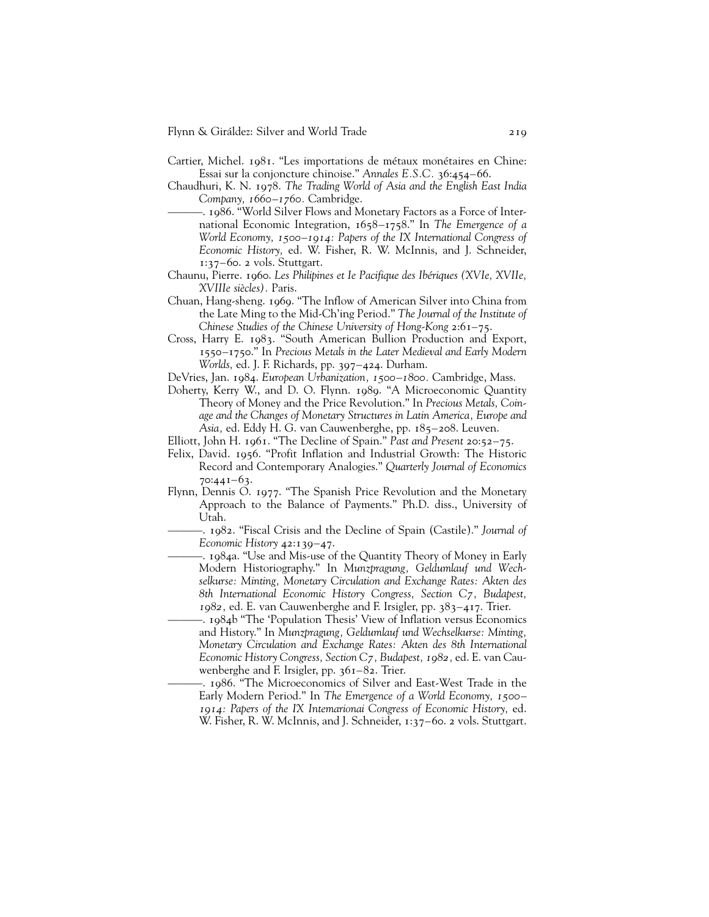Cartier, Michel. 1981. "Les importations de métaux monétaires en Chine: Essai sur la conjoncture chinoise." *Annales E.S.C.* 36:454–66.

Chaudhuri, K. N. 1978. *The Trading World of Asia and the English East India Company, 1660–1760.* Cambridge.

———. 1986. "World Silver Flows and Monetary Factors as a Force of International Economic Integration, 1658–1758." In *The Emergence of a World Economy, 1500–1914: Papers of the IX International Congress of Economic History,* ed. W. Fisher, R. W. McInnis, and J. Schneider, 1:37–60. 2 vols. Stuttgart.

Chaunu, Pierre. 1960. *Les Philipines et le Pacifique des Ibériques (XVIe, XVIIe, XVIIIe siècles).* Paris.

Chuan, Hang-sheng. 1969. "The Inflow of American Silver into China from the Late Ming to the Mid-Ch'ing Period." *The Journal of the Institute of Chinese Studies of the Chinese University of Hong-Kong* 2:61–75.

Cross, Harry E. 1983. "South American Bullion Production and Export, 1550–1750." In *Precious Metals in the Later Medieval and Early Modern Worlds,* ed. J. F. Richards, pp. 397–424. Durham.

DeVries, Jan. 1984. *European Urbanization, 1500–1800.* Cambridge, Mass.

Doherty, Kerry W., and D. O. Flynn. 1989. "A Microeconomic Quantity Theory of Money and the Price Revolution." In *Precious Metals, Coinage and the Changes of Monetary Structures in Latin America, Europe and Asia,* ed. Eddy H. G. van Cauwenberghe, pp. 185–208. Leuven.

Elliott, John H. 1961. "The Decline of Spain." *Past and Present* 20:52–75.

Felix, David. 1956. "Profit Inflation and Industrial Growth: The Historic Record and Contemporary Analogies." *Quarterly Journal of Economics* 70:441–63.

Flynn, Dennis O. 1977. "The Spanish Price Revolution and the Monetary Approach to the Balance of Payments." Ph.D. diss., University of Utah.

———. 1982. "Fiscal Crisis and the Decline of Spain (Castile)." *Journal of Economic History* 42:139–47.

———. 1984a. "Use and Mis-use of the Quantity Theory of Money in Early Modern Historiography." In *Munzpragung, Geldumlauf und Wechselkurse: Minting, Monetary Circulation and Exchange Rates: Akten des 8th International Economic History Congress, Section C7, Budapest, 1982,* ed. E. van Cauwenberghe and F. Irsigler, pp. 383–417. Trier.

———. 1984b "The 'Population Thesis' View of Inflation versus Economics and History." In *Munzpragung, Geldumlauf und Wechselkurse: Minting, Monetary Circulation and Exchange Rates: Akten des 8th International Economic History Congress, Section C7, Budapest, 1982,* ed. E. van Cauwenberghe and F. Irsigler, pp. 361–82. Trier.

———. 1986. "The Microeconomics of Silver and East-West Trade in the Early Modern Period." In *The Emergence of a World Economy, 1500–1914: Papers of the IX Intemarionai Congress of Economic History,* ed. W. Fisher, R. W. McInnis, and J. Schneider, 1:37–60. 2 vols. Stuttgart.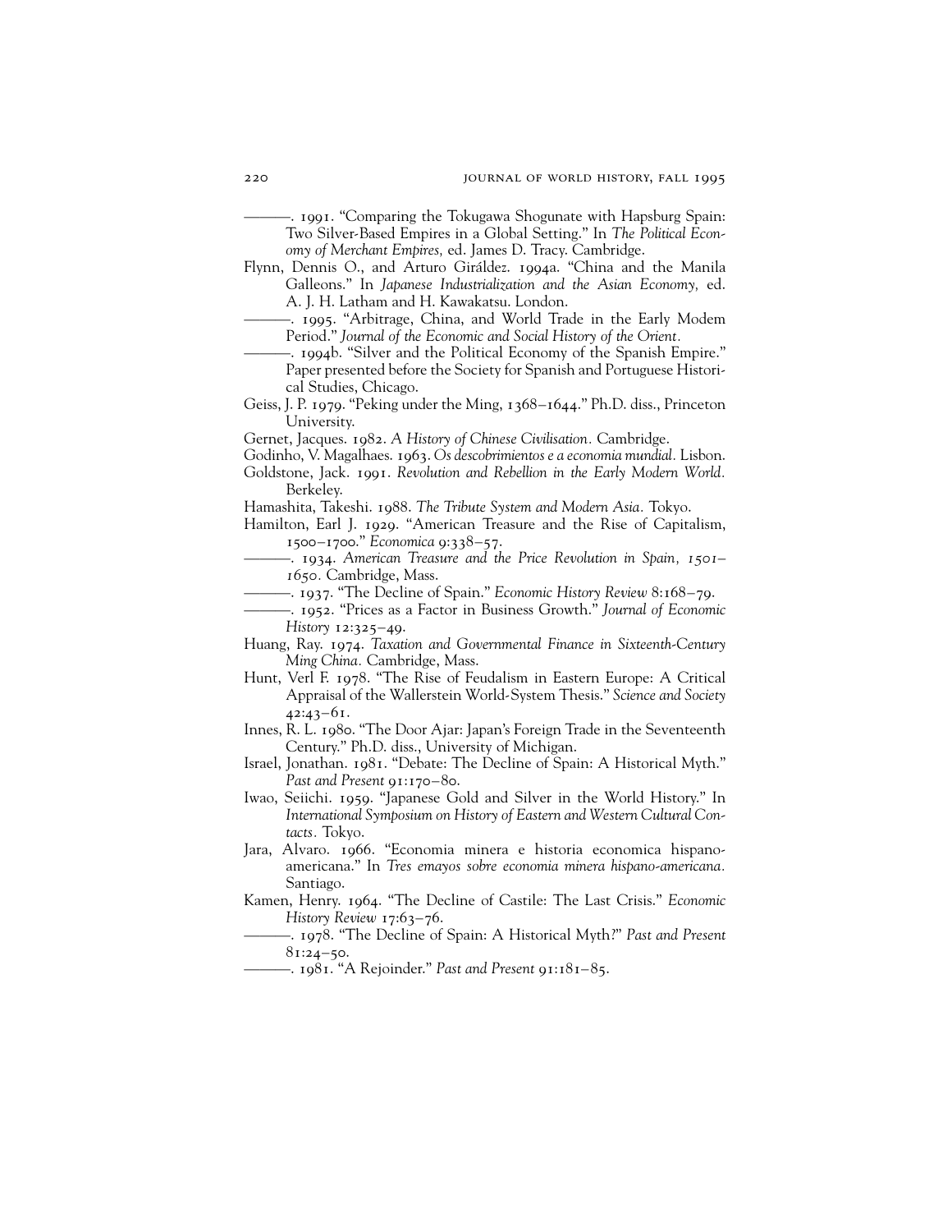———. 1991. "Comparing the Tokugawa Shogunate with Hapsburg Spain: Two Silver-Based Empires in a Global Setting." In *The Political Economy of Merchant Empires,* ed. James D. Tracy. Cambridge.

Flynn, Dennis O., and Arturo Giráldez. 1994a. "China and the Manila Galleons." In *Japanese Industrialization and the Asian Economy,* ed. A. J. H. Latham and H. Kawakatsu. London.

———. 1995. "Arbitrage, China, and World Trade in the Early Modem Period." *Journal of the Economic and Social History of the Orient.*

———. 1994b. "Silver and the Political Economy of the Spanish Empire." Paper presented before the Society for Spanish and Portuguese Historical Studies, Chicago.

Geiss, J. P. 1979. "Peking under the Ming, 1368–1644." Ph.D. diss., Princeton University.

Gernet, Jacques. 1982. *A History of Chinese Civilisation.* Cambridge.

Godinho, V. Magalhaes. 1963. *Os descobrimientos e a economia mundial.* Lisbon.

Goldstone, Jack. 1991. *Revolution and Rebellion in the Early Modern World.* Berkeley.

Hamashita, Takeshi. 1988. *The Tribute System and Modern Asia.* Tokyo.

Hamilton, Earl J. 1929. "American Treasure and the Rise of Capitalism, 1500–1700." *Economica* 9:338–57.

———. 1934. *American Treasure and the Price Revolution in Spain, 1501–1650.* Cambridge, Mass.

———. 1937. "The Decline of Spain." *Economic History Review* 8:168–79.

———. 1952. "Prices as a Factor in Business Growth." *Journal of Economic History* 12:325–49.

Huang, Ray. 1974. *Taxation and Governmental Finance in Sixteenth-Century Ming China.* Cambridge, Mass.

Hunt, Verl F. 1978. "The Rise of Feudalism in Eastern Europe: A Critical Appraisal of the Wallerstein World-System Thesis." *Science and Society* 42:43–61.

Innes, R. L. 1980. "The Door Ajar: Japan's Foreign Trade in the Seventeenth Century." Ph.D. diss., University of Michigan.

Israel, Jonathan. 1981. "Debate: The Decline of Spain: A Historical Myth." *Past and Present* 91:170–80.

Iwao, Seiichi. 1959. "Japanese Gold and Silver in the World History." In *International Symposium on History of Eastern and Western Cultural Contacts.* Tokyo.

Jara, Alvaro. 1966. "Economia minera e historia economica hispano-americana." In *Tres emayos sobre economia minera hispano-americana.* Santiago.

Kamen, Henry. 1964. "The Decline of Castile: The Last Crisis." *Economic History Review* 17:63–76.

———. 1978. "The Decline of Spain: A Historical Myth?" *Past and Present* 81:24–50.

———. 1981. "A Rejoinder." *Past and Present* 91:181–85.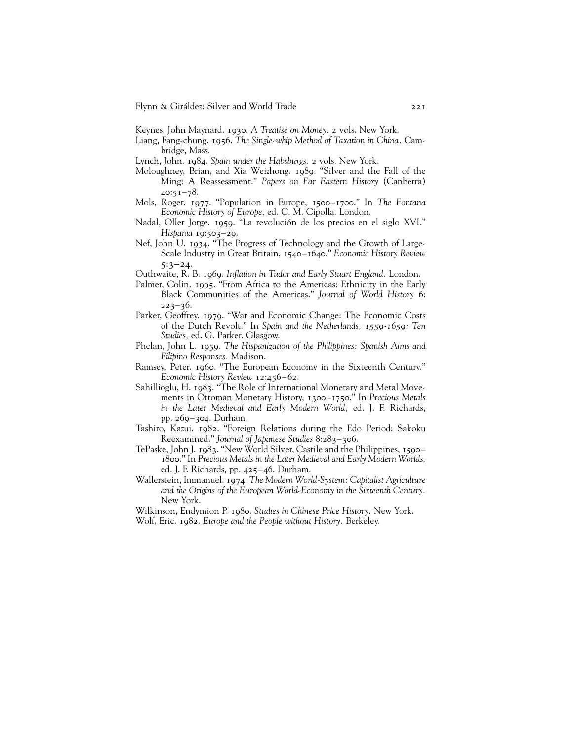Keynes, John Maynard. 1930. *A Treatise on Money.* 2 vols. New York.

Liang, Fang-chung. 1956. *The Single-whip Method of Taxation in China.* Cambridge, Mass.

Lynch, John. 1984. *Spain under the Habsburgs.* 2 vols. New York.

Moloughney, Brian, and Xia Weizhong. 1989. "Silver and the Fall of the Ming: A Reassessment." *Papers on Far Eastern History* (Canberra) 40:51–78.

Mols, Roger. 1977. "Population in Europe, 1500–1700." In *The Fontana Economic History of Europe,* ed. C. M. Cipolla. London.

Nadal, Oller Jorge. 1959. "La revolución de los precios en el siglo XVI." *Hispania* 19:503–29.

Nef, John U. 1934. "The Progress of Technology and the Growth of Large-Scale Industry in Great Britain, 1540–1640." *Economic History Review* 5:3–24.

Outhwaite, R. B. 1969. *Inflation in Tudor and Early Stuart England.* London.

Palmer, Colin. 1995. "From Africa to the Americas: Ethnicity in the Early Black Communities of the Americas." *Journal of World History* 6: 223–36.

Parker, Geoffrey. 1979. "War and Economic Change: The Economic Costs of the Dutch Revolt." In *Spain and the Netherlands, 1559-1659: Ten Studies,* ed. G. Parker. Glasgow.

Phelan, John L. 1959. *The Hispanization of the Philippines: Spanish Aims and Filipino Responses.* Madison.

Ramsey, Peter. 1960. "The European Economy in the Sixteenth Century." *Economic History Review* 12:456–62.

Sahillioglu, H. 1983. "The Role of International Monetary and Metal Movements in Ottoman Monetary History, 1300–1750." In *Precious Metals in the Later Medieval and Early Modern World,* ed. J. F. Richards, pp. 269–304. Durham.

Tashiro, Kazui. 1982. "Foreign Relations during the Edo Period: Sakoku Reexamined." *Journal of Japanese Studies* 8:283–306.

TePaske, John J. 1983. "New World Silver, Castile and the Philippines, 1590–1800." In *Precious Metals in the Later Medieval and Early Modern Worlds,* ed. J. F. Richards, pp. 425–46. Durham.

Wallerstein, Immanuel. 1974. *The Modern World-System: Capitalist Agriculture and the Origins of the European World-Economy in the Sixteenth Century.* New York.

Wilkinson, Endymion P. 1980. *Studies in Chinese Price History.* New York.

Wolf, Eric. 1982. *Europe and the People without History.* Berkeley.